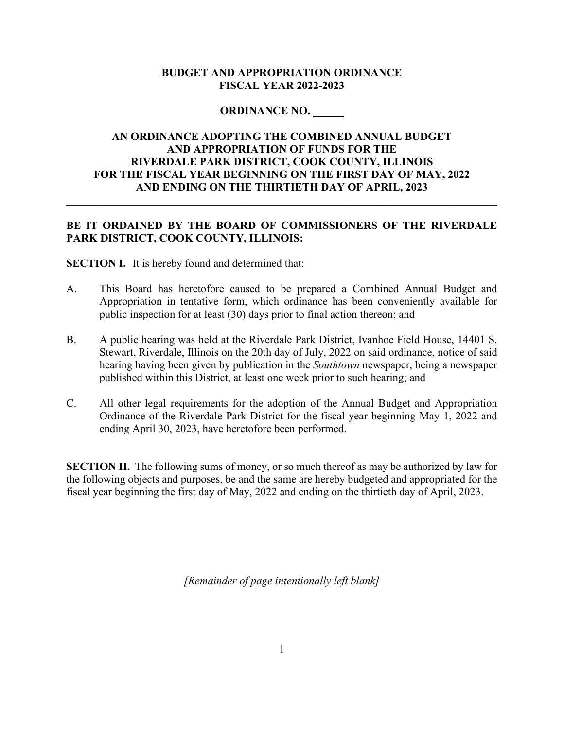**BUDGET AND APPROPRIATION ORDINANCE**
**FISCAL YEAR 2022-2023**

**ORDINANCE NO. ______**

**AN ORDINANCE ADOPTING THE COMBINED ANNUAL BUDGET AND APPROPRIATION OF FUNDS FOR THE RIVERDALE PARK DISTRICT, COOK COUNTY, ILLINOIS FOR THE FISCAL YEAR BEGINNING ON THE FIRST DAY OF MAY, 2022 AND ENDING ON THE THIRTIETH DAY OF APRIL, 2023**

---

**BE IT ORDAINED BY THE BOARD OF COMMISSIONERS OF THE RIVERDALE PARK DISTRICT, COOK COUNTY, ILLINOIS:**

**SECTION I.** It is hereby found and determined that:

A. This Board has heretofore caused to be prepared a Combined Annual Budget and Appropriation in tentative form, which ordinance has been conveniently available for public inspection for at least (30) days prior to final action thereon; and

B. A public hearing was held at the Riverdale Park District, Ivanhoe Field House, 14401 S. Stewart, Riverdale, Illinois on the 20th day of July, 2022 on said ordinance, notice of said hearing having been given by publication in the *Southtown* newspaper, being a newspaper published within this District, at least one week prior to such hearing; and

C. All other legal requirements for the adoption of the Annual Budget and Appropriation Ordinance of the Riverdale Park District for the fiscal year beginning May 1, 2022 and ending April 30, 2023, have heretofore been performed.

**SECTION II.** The following sums of money, or so much thereof as may be authorized by law for the following objects and purposes, be and the same are hereby budgeted and appropriated for the fiscal year beginning the first day of May, 2022 and ending on the thirtieth day of April, 2023.

*[Remainder of page intentionally left blank]*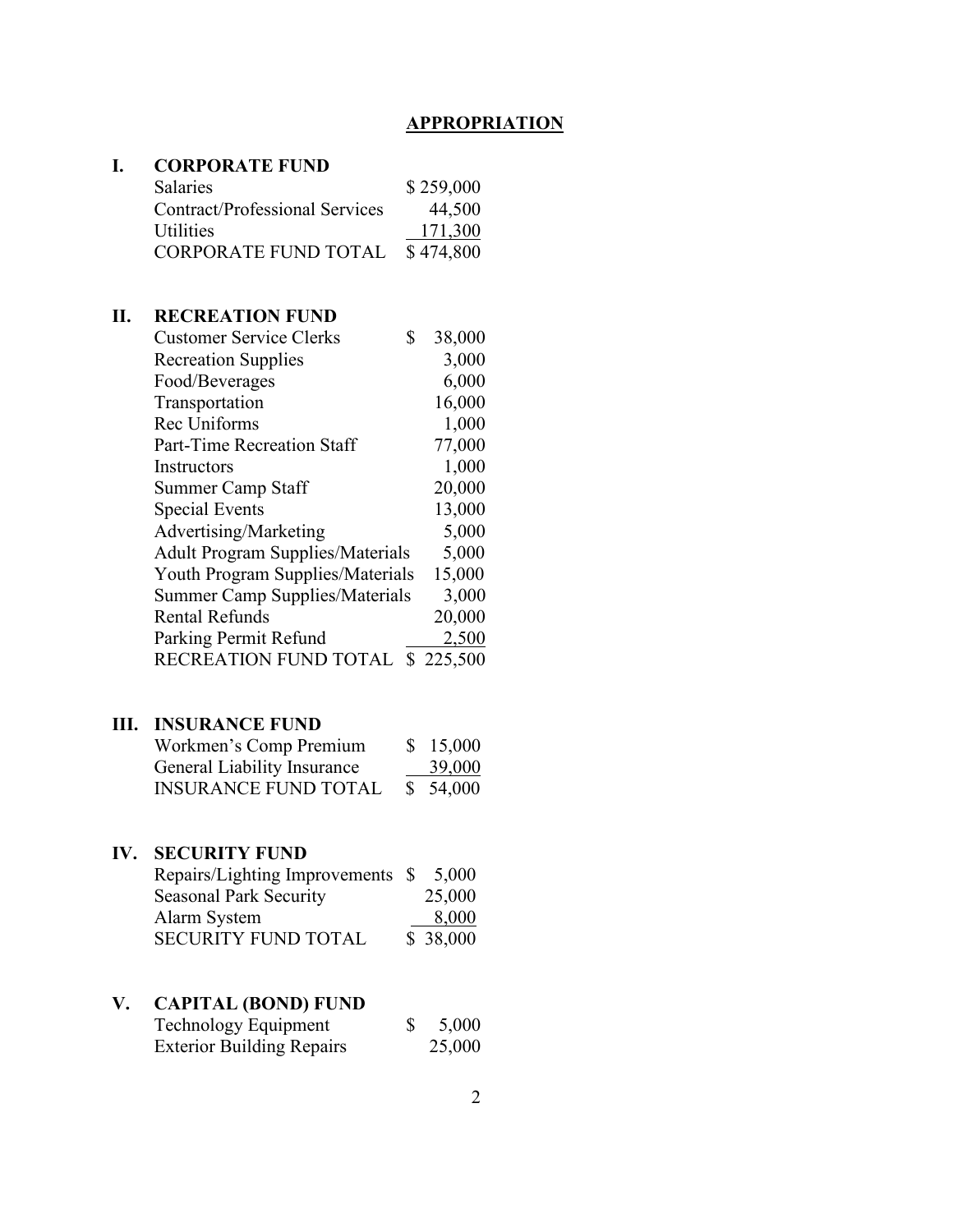## APPROPRIATION

### I. CORPORATE FUND

| | |
|---|---|
| Salaries | $ 259,000 |
| Contract/Professional Services | 44,500 |
| Utilities | 171,300 |
| CORPORATE FUND TOTAL | $ 474,800 |

### II. RECREATION FUND

| | |
|---|---|
| Customer Service Clerks | $ 38,000 |
| Recreation Supplies | 3,000 |
| Food/Beverages | 6,000 |
| Transportation | 16,000 |
| Rec Uniforms | 1,000 |
| Part-Time Recreation Staff | 77,000 |
| Instructors | 1,000 |
| Summer Camp Staff | 20,000 |
| Special Events | 13,000 |
| Advertising/Marketing | 5,000 |
| Adult Program Supplies/Materials | 5,000 |
| Youth Program Supplies/Materials | 15,000 |
| Summer Camp Supplies/Materials | 3,000 |
| Rental Refunds | 20,000 |
| Parking Permit Refund | 2,500 |
| RECREATION FUND TOTAL | $ 225,500 |

### III. INSURANCE FUND

| | |
|---|---|
| Workmen's Comp Premium | $ 15,000 |
| General Liability Insurance | 39,000 |
| INSURANCE FUND TOTAL | $ 54,000 |

### IV. SECURITY FUND

| | |
|---|---|
| Repairs/Lighting Improvements | $ 5,000 |
| Seasonal Park Security | 25,000 |
| Alarm System | 8,000 |
| SECURITY FUND TOTAL | $ 38,000 |

### V. CAPITAL (BOND) FUND

| | |
|---|---|
| Technology Equipment | $ 5,000 |
| Exterior Building Repairs | 25,000 |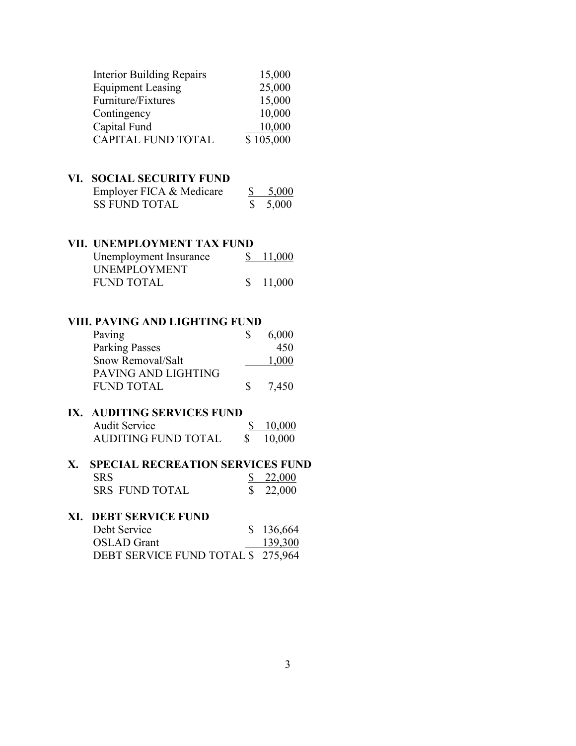| | |
|---|---|
| Interior Building Repairs | 15,000 |
| Equipment Leasing | 25,000 |
| Furniture/Fixtures | 15,000 |
| Contingency | 10,000 |
| Capital Fund | 10,000 |
| CAPITAL FUND TOTAL | $ 105,000 |

## VI. SOCIAL SECURITY FUND

| | |
|---|---|
| Employer FICA & Medicare | $ 5,000 |
| SS FUND TOTAL | $ 5,000 |

## VII. UNEMPLOYMENT TAX FUND

| | |
|---|---|
| Unemployment Insurance | $ 11,000 |
| UNEMPLOYMENT FUND TOTAL | $ 11,000 |

## VIII. PAVING AND LIGHTING FUND

| | |
|---|---|
| Paving | $ 6,000 |
| Parking Passes | 450 |
| Snow Removal/Salt | 1,000 |
| PAVING AND LIGHTING FUND TOTAL | $ 7,450 |

## IX. AUDITING SERVICES FUND

| | |
|---|---|
| Audit Service | $ 10,000 |
| AUDITING FUND TOTAL | $ 10,000 |

## X. SPECIAL RECREATION SERVICES FUND

| | |
|---|---|
| SRS | $ 22,000 |
| SRS FUND TOTAL | $ 22,000 |

## XI. DEBT SERVICE FUND

| | |
|---|---|
| Debt Service | $ 136,664 |
| OSLAD Grant | 139,300 |
| DEBT SERVICE FUND TOTAL | $ 275,964 |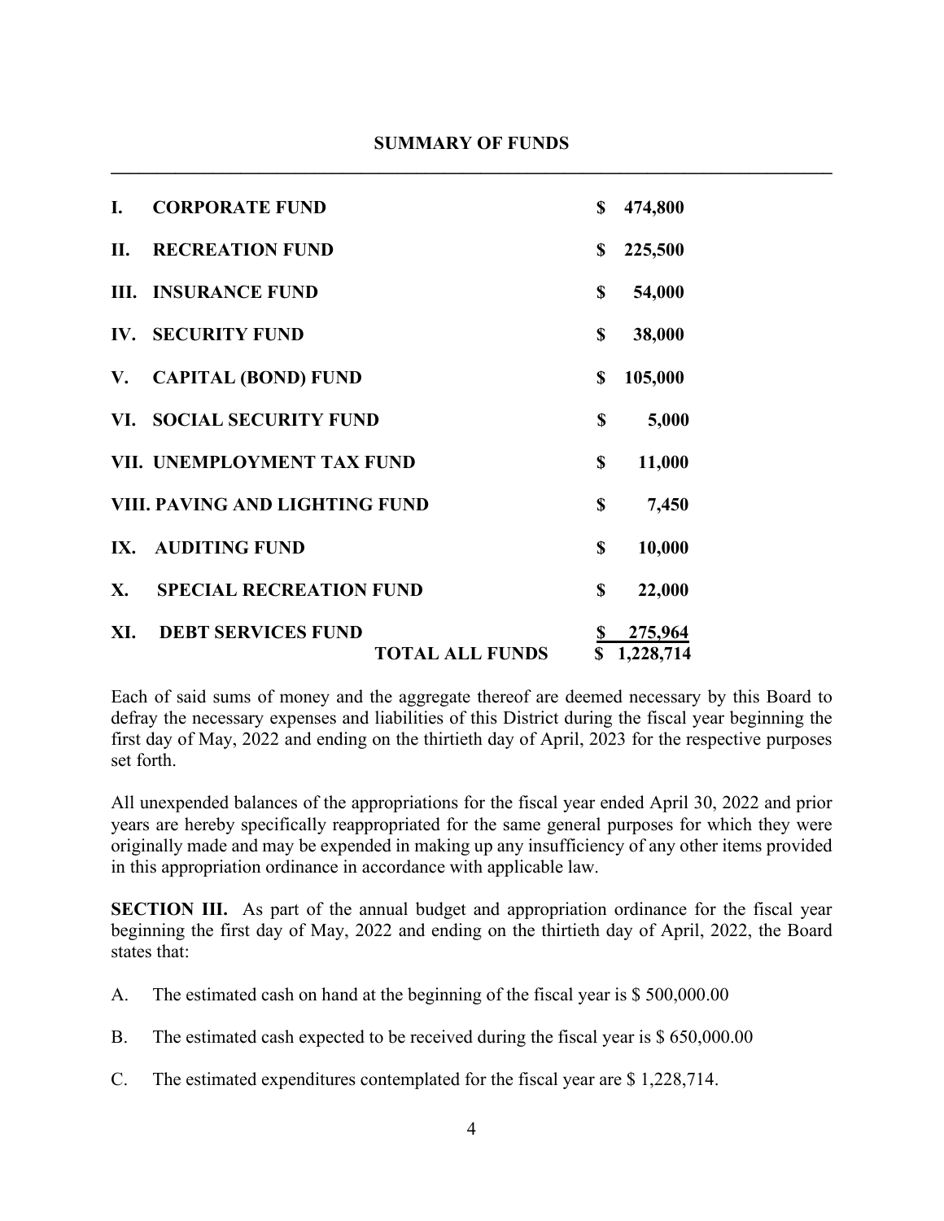## SUMMARY OF FUNDS

| | | |
|---|---|---|
| **I.** | **CORPORATE FUND** | **$ 474,800** |
| **II.** | **RECREATION FUND** | **$ 225,500** |
| **III.** | **INSURANCE FUND** | **$ 54,000** |
| **IV.** | **SECURITY FUND** | **$ 38,000** |
| **V.** | **CAPITAL (BOND) FUND** | **$ 105,000** |
| **VI.** | **SOCIAL SECURITY FUND** | **$ 5,000** |
| **VII.** | **UNEMPLOYMENT TAX FUND** | **$ 11,000** |
| **VIII.** | **PAVING AND LIGHTING FUND** | **$ 7,450** |
| **IX.** | **AUDITING FUND** | **$ 10,000** |
| **X.** | **SPECIAL RECREATION FUND** | **$ 22,000** |
| **XI.** | **DEBT SERVICES FUND** | **$ 275,964** |
| | **TOTAL ALL FUNDS** | **$ 1,228,714** |

Each of said sums of money and the aggregate thereof are deemed necessary by this Board to defray the necessary expenses and liabilities of this District during the fiscal year beginning the first day of May, 2022 and ending on the thirtieth day of April, 2023 for the respective purposes set forth.

All unexpended balances of the appropriations for the fiscal year ended April 30, 2022 and prior years are hereby specifically reappropriated for the same general purposes for which they were originally made and may be expended in making up any insufficiency of any other items provided in this appropriation ordinance in accordance with applicable law.

**SECTION III.** As part of the annual budget and appropriation ordinance for the fiscal year beginning the first day of May, 2022 and ending on the thirtieth day of April, 2022, the Board states that:

A. The estimated cash on hand at the beginning of the fiscal year is $ 500,000.00

B. The estimated cash expected to be received during the fiscal year is $ 650,000.00

C. The estimated expenditures contemplated for the fiscal year are $ 1,228,714.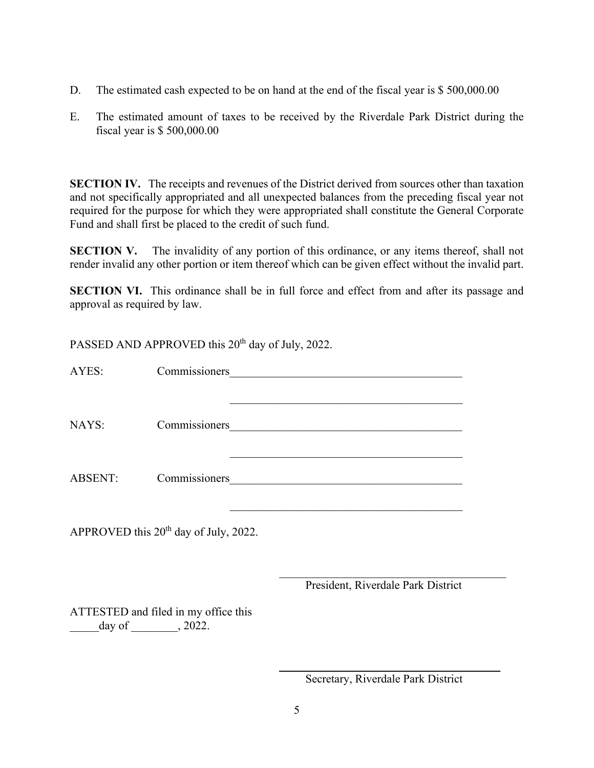D. The estimated cash expected to be on hand at the end of the fiscal year is $ 500,000.00

E. The estimated amount of taxes to be received by the Riverdale Park District during the fiscal year is $ 500,000.00

**SECTION IV.** The receipts and revenues of the District derived from sources other than taxation and not specifically appropriated and all unexpected balances from the preceding fiscal year not required for the purpose for which they were appropriated shall constitute the General Corporate Fund and shall first be placed to the credit of such fund.

**SECTION V.** The invalidity of any portion of this ordinance, or any items thereof, shall not render invalid any other portion or item thereof which can be given effect without the invalid part.

**SECTION VI.** This ordinance shall be in full force and effect from and after its passage and approval as required by law.

PASSED AND APPROVED this 20th day of July, 2022.

AYES: Commissioners__________________________________________

__________________________________________

NAYS: Commissioners__________________________________________

__________________________________________

ABSENT: Commissioners__________________________________________

__________________________________________

APPROVED this 20th day of July, 2022.

__________________________________________
President, Riverdale Park District

ATTESTED and filed in my office this _____day of ________, 2022.

__________________________________________
Secretary, Riverdale Park District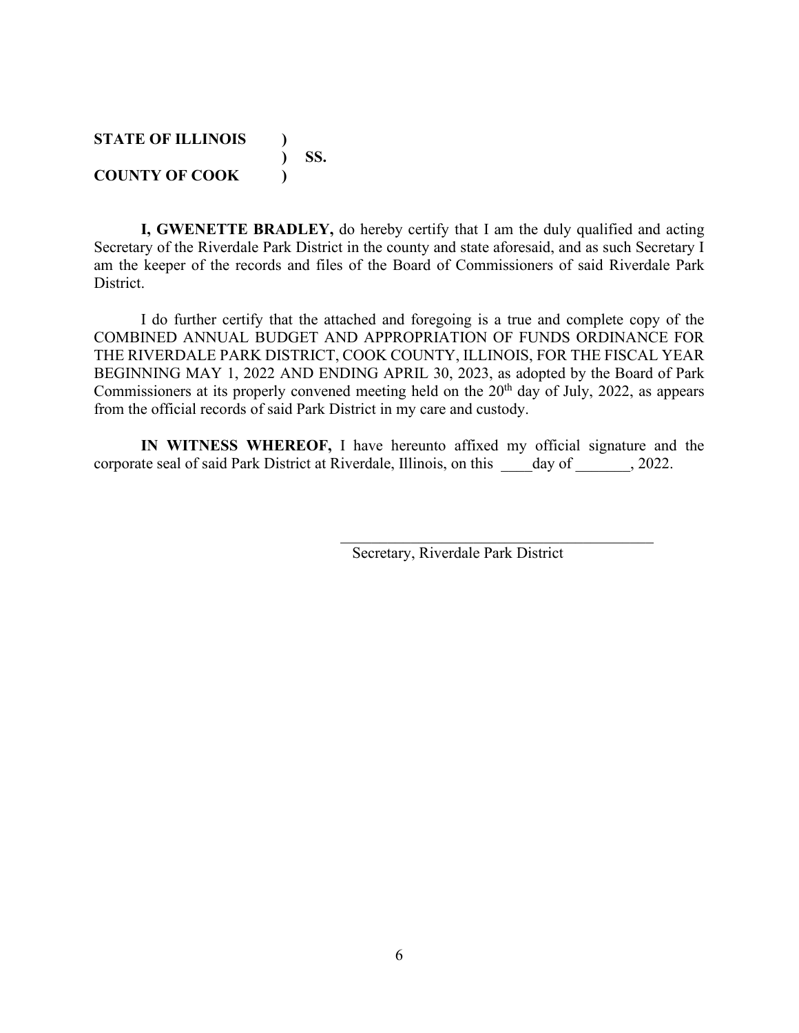**STATE OF ILLINOIS )**
**) SS.**
**COUNTY OF COOK )**

**I, GWENETTE BRADLEY,** do hereby certify that I am the duly qualified and acting Secretary of the Riverdale Park District in the county and state aforesaid, and as such Secretary I am the keeper of the records and files of the Board of Commissioners of said Riverdale Park District.

I do further certify that the attached and foregoing is a true and complete copy of the COMBINED ANNUAL BUDGET AND APPROPRIATION OF FUNDS ORDINANCE FOR THE RIVERDALE PARK DISTRICT, COOK COUNTY, ILLINOIS, FOR THE FISCAL YEAR BEGINNING MAY 1, 2022 AND ENDING APRIL 30, 2023, as adopted by the Board of Park Commissioners at its properly convened meeting held on the 20th day of July, 2022, as appears from the official records of said Park District in my care and custody.

**IN WITNESS WHEREOF,** I have hereunto affixed my official signature and the corporate seal of said Park District at Riverdale, Illinois, on this ____day of _______, 2022.

_________________________________________

Secretary, Riverdale Park District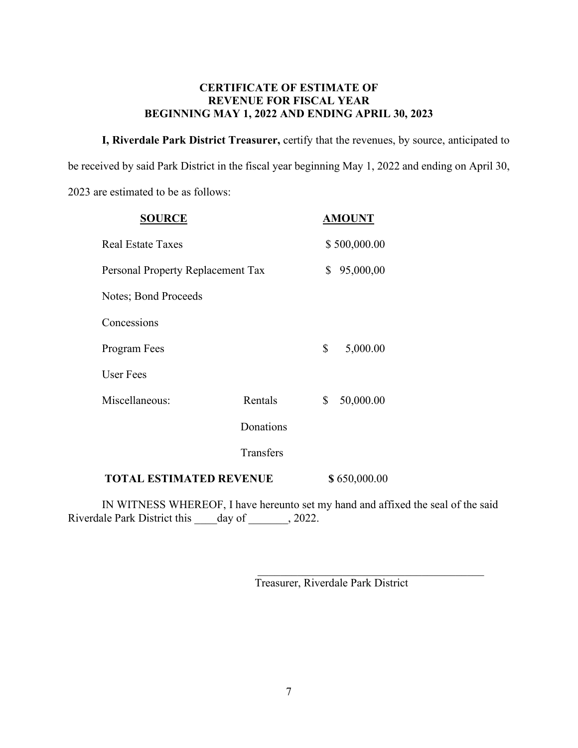**CERTIFICATE OF ESTIMATE OF REVENUE FOR FISCAL YEAR BEGINNING MAY 1, 2022 AND ENDING APRIL 30, 2023**

**I, Riverdale Park District Treasurer,** certify that the revenues, by source, anticipated to be received by said Park District in the fiscal year beginning May 1, 2022 and ending on April 30, 2023 are estimated to be as follows:

| SOURCE | | AMOUNT |
|---|---|---|
| Real Estate Taxes | | $ 500,000.00 |
| Personal Property Replacement Tax | | $ 95,000,00 |
| Notes; Bond Proceeds | | |
| Concessions | | |
| Program Fees | | $ 5,000.00 |
| User Fees | | |
| Miscellaneous: | Rentals | $ 50,000.00 |
| | Donations | |
| | Transfers | |
| **TOTAL ESTIMATED REVENUE** | | **$** 650,000.00 |

IN WITNESS WHEREOF, I have hereunto set my hand and affixed the seal of the said Riverdale Park District this ____day of _______, 2022.

\_\_\_\_\_\_\_\_\_\_\_\_\_\_\_\_\_\_\_\_\_\_\_\_\_\_\_\_\_\_\_\_\_\_\_\_\_\_\_\_

Treasurer, Riverdale Park District